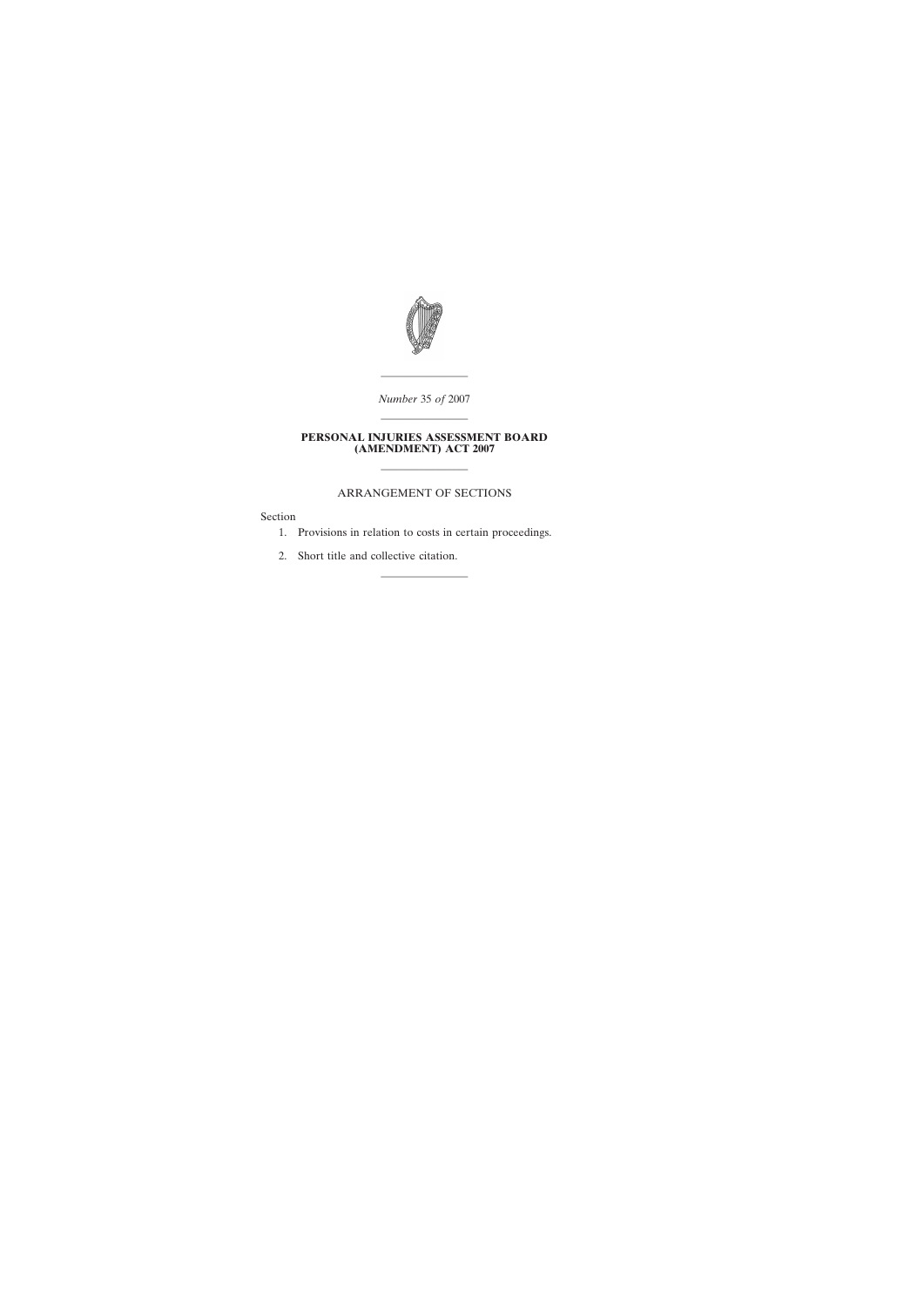*Number* 35 *of* 2007

# PERSONAL INJURIES ASSESSMENT BOARD (AMENDMENT) ACT 2007

## ARRANGEMENT OF SECTIONS

Section

1. Provisions in relation to costs in certain proceedings.

2. Short title and collective citation.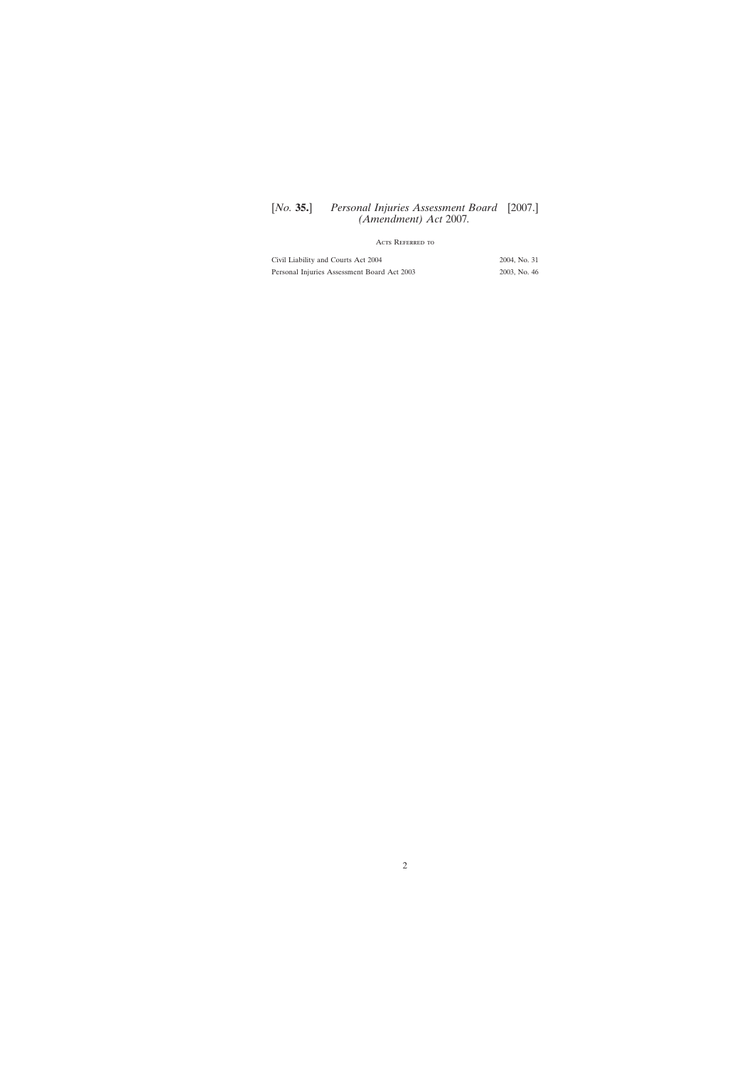## Acts Referred to

| | |
|---|---|
| Civil Liability and Courts Act 2004 | 2004, No. 31 |
| Personal Injuries Assessment Board Act 2003 | 2003, No. 46 |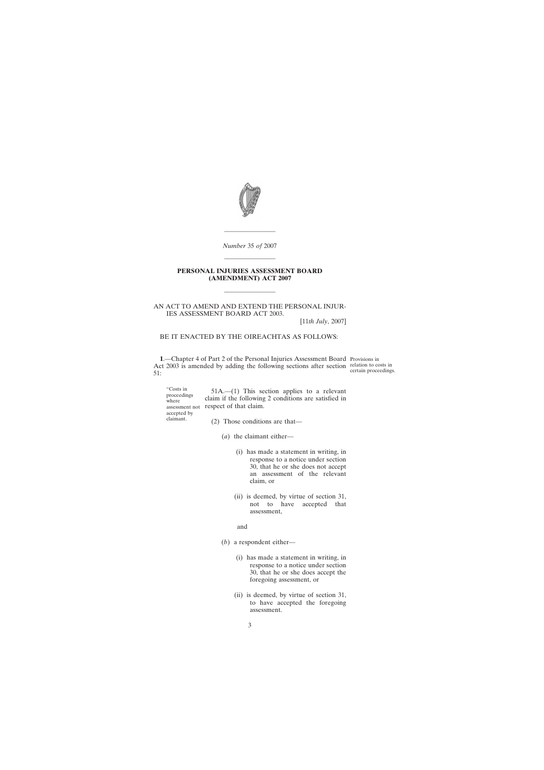*Number* 35 *of* 2007

**PERSONAL INJURIES ASSESSMENT BOARD (AMENDMENT) ACT 2007**

AN ACT TO AMEND AND EXTEND THE PERSONAL INJURIES ASSESSMENT BOARD ACT 2003.

[11*th July*, 2007]

BE IT ENACTED BY THE OIREACHTAS AS FOLLOWS:

Provisions in relation to costs in certain proceedings.

**1**.—Chapter 4 of Part 2 of the Personal Injuries Assessment Board Act 2003 is amended by adding the following sections after section 51:

"Costs in proceedings where assessment not accepted by claimant.

51A.—(1) This section applies to a relevant claim if the following 2 conditions are satisfied in respect of that claim.

(2) Those conditions are that—

(*a*) the claimant either—

(i) has made a statement in writing, in response to a notice under section 30, that he or she does not accept an assessment of the relevant claim, or

(ii) is deemed, by virtue of section 31, not to have accepted that assessment,

and

(*b*) a respondent either—

(i) has made a statement in writing, in response to a notice under section 30, that he or she does accept the foregoing assessment, or

(ii) is deemed, by virtue of section 31, to have accepted the foregoing assessment.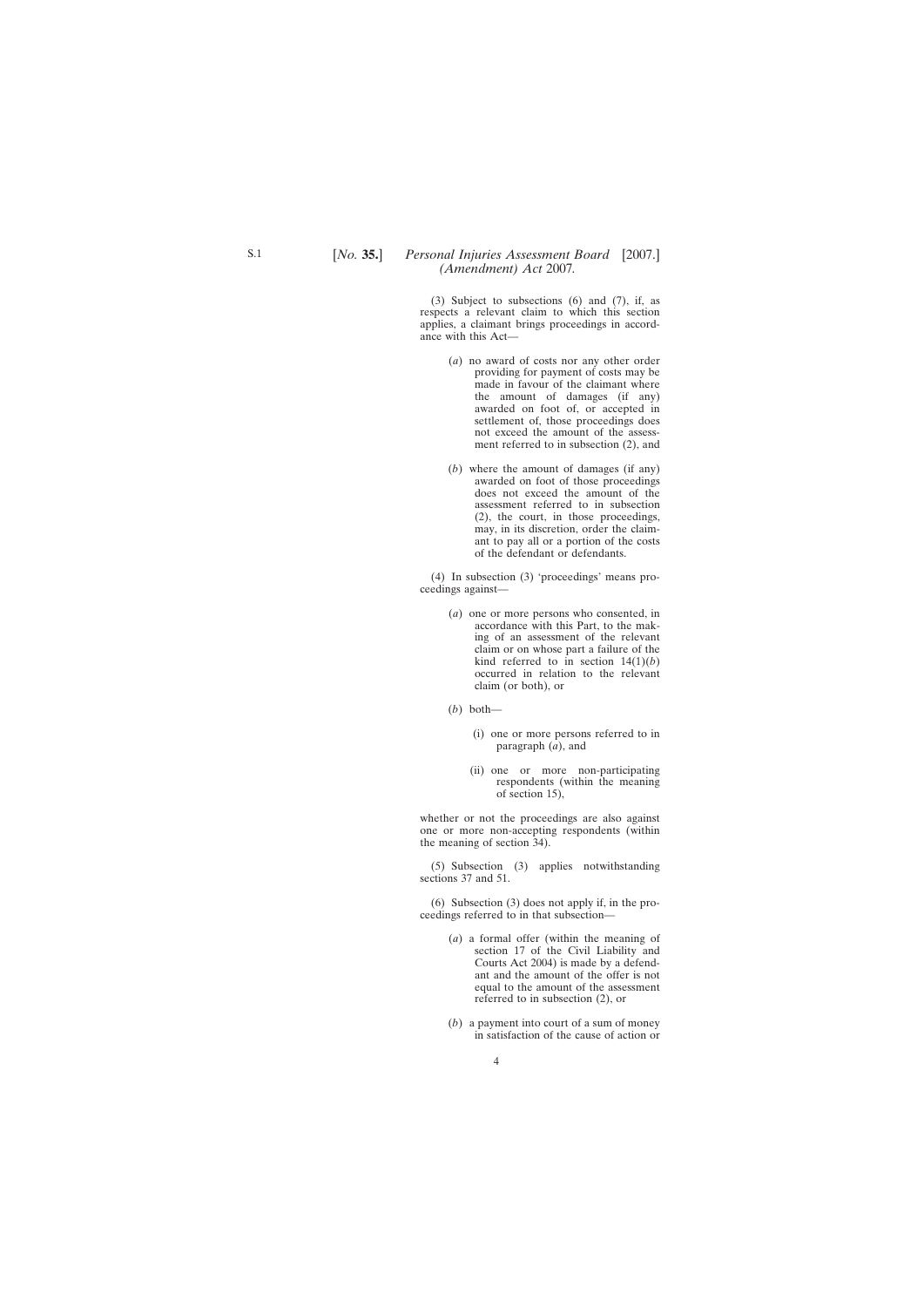(3) Subject to subsections (6) and (7), if, as respects a relevant claim to which this section applies, a claimant brings proceedings in accordance with this Act—

(*a*) no award of costs nor any other order providing for payment of costs may be made in favour of the claimant where the amount of damages (if any) awarded on foot of, or accepted in settlement of, those proceedings does not exceed the amount of the assessment referred to in subsection (2), and

(*b*) where the amount of damages (if any) awarded on foot of those proceedings does not exceed the amount of the assessment referred to in subsection (2), the court, in those proceedings, may, in its discretion, order the claimant to pay all or a portion of the costs of the defendant or defendants.

(4) In subsection (3) 'proceedings' means proceedings against—

(*a*) one or more persons who consented, in accordance with this Part, to the making of an assessment of the relevant claim or on whose part a failure of the kind referred to in section 14(1)(*b*) occurred in relation to the relevant claim (or both), or

(*b*) both—

(i) one or more persons referred to in paragraph (*a*), and

(ii) one or more non-participating respondents (within the meaning of section 15),

whether or not the proceedings are also against one or more non-accepting respondents (within the meaning of section 34).

(5) Subsection (3) applies notwithstanding sections 37 and 51.

(6) Subsection (3) does not apply if, in the proceedings referred to in that subsection—

(*a*) a formal offer (within the meaning of section 17 of the Civil Liability and Courts Act 2004) is made by a defendant and the amount of the offer is not equal to the amount of the assessment referred to in subsection (2), or

(*b*) a payment into court of a sum of money in satisfaction of the cause of action or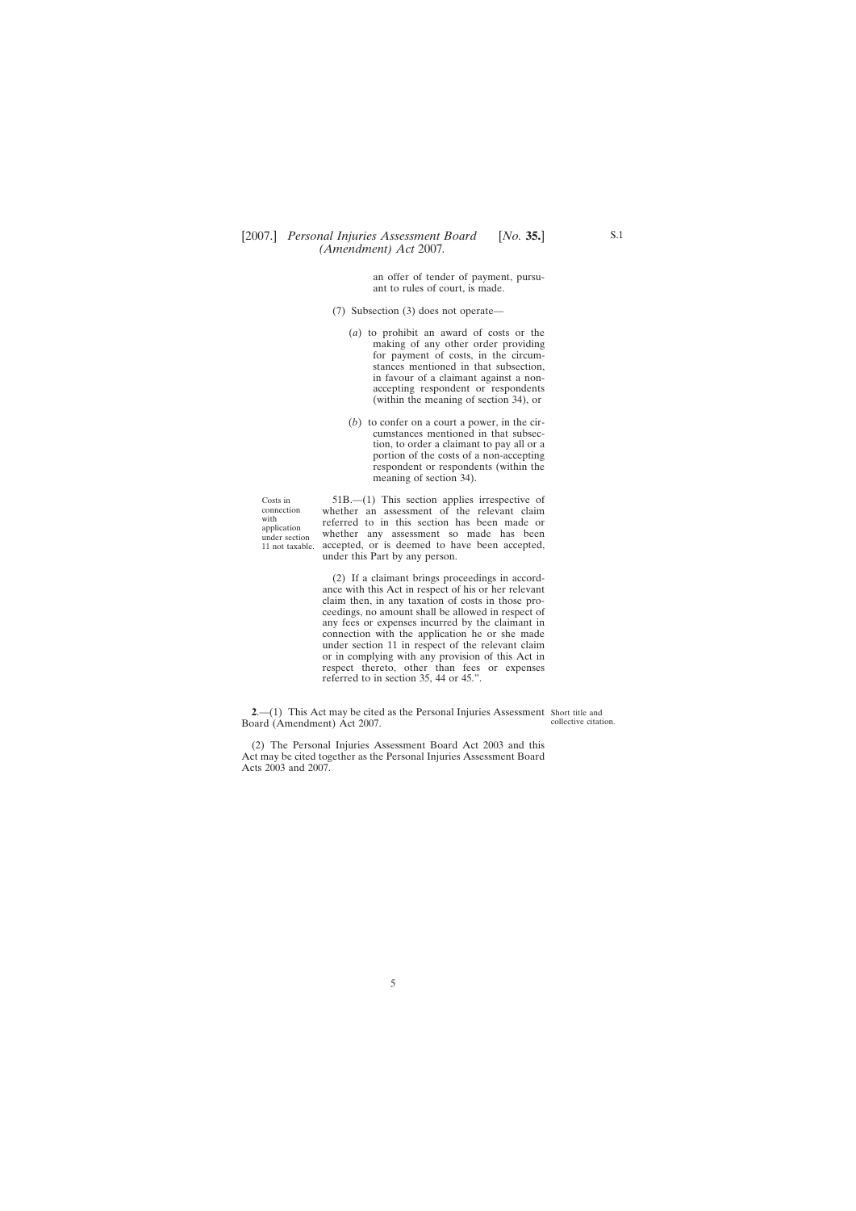an offer of tender of payment, pursuant to rules of court, is made.

(7) Subsection (3) does not operate—

(*a*) to prohibit an award of costs or the making of any other order providing for payment of costs, in the circumstances mentioned in that subsection, in favour of a claimant against a non-accepting respondent or respondents (within the meaning of section 34), or

(*b*) to confer on a court a power, in the circumstances mentioned in that subsection, to order a claimant to pay all or a portion of the costs of a non-accepting respondent or respondents (within the meaning of section 34).

Costs in connection with application under section 11 not taxable.

51B.—(1) This section applies irrespective of whether an assessment of the relevant claim referred to in this section has been made or whether any assessment so made has been accepted, or is deemed to have been accepted, under this Part by any person.

(2) If a claimant brings proceedings in accordance with this Act in respect of his or her relevant claim then, in any taxation of costs in those proceedings, no amount shall be allowed in respect of any fees or expenses incurred by the claimant in connection with the application he or she made under section 11 in respect of the relevant claim or in complying with any provision of this Act in respect thereto, other than fees or expenses referred to in section 35, 44 or 45.".

Short title and collective citation.

**2**.—(1) This Act may be cited as the Personal Injuries Assessment Board (Amendment) Act 2007.

(2) The Personal Injuries Assessment Board Act 2003 and this Act may be cited together as the Personal Injuries Assessment Board Acts 2003 and 2007.